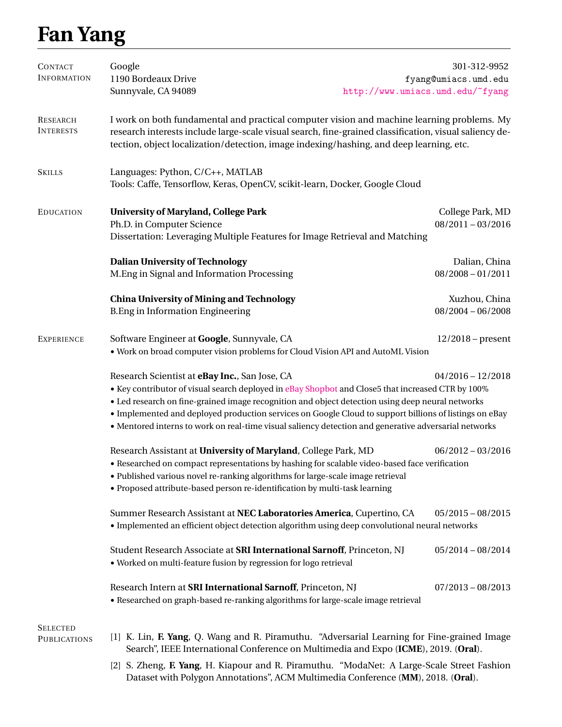# Fan Yang

## Contact Information

Google
1190 Bordeaux Drive
Sunnyvale, CA 94089

301-312-9952
fyang@umiacs.umd.edu
http://www.umiacs.umd.edu/~fyang

## Research Interests

I work on both fundamental and practical computer vision and machine learning problems. My research interests include large-scale visual search, fine-grained classification, visual saliency detection, object localization/detection, image indexing/hashing, and deep learning, etc.

## Skills

Languages: Python, C/C++, MATLAB
Tools: Caffe, Tensorflow, Keras, OpenCV, scikit-learn, Docker, Google Cloud

## Education

**University of Maryland, College Park** — College Park, MD
Ph.D. in Computer Science — 08/2011 – 03/2016
Dissertation: Leveraging Multiple Features for Image Retrieval and Matching

**Dalian University of Technology** — Dalian, China
M.Eng in Signal and Information Processing — 08/2008 – 01/2011

**China University of Mining and Technology** — Xuzhou, China
B.Eng in Information Engineering — 08/2004 – 06/2008

## Experience

Software Engineer at **Google**, Sunnyvale, CA — 12/2018 – present

- Work on broad computer vision problems for Cloud Vision API and AutoML Vision

Research Scientist at **eBay Inc.**, San Jose, CA — 04/2016 – 12/2018

- Key contributor of visual search deployed in eBay Shopbot and Close5 that increased CTR by 100%
- Led research on fine-grained image recognition and object detection using deep neural networks
- Implemented and deployed production services on Google Cloud to support billions of listings on eBay
- Mentored interns to work on real-time visual saliency detection and generative adversarial networks

Research Assistant at **University of Maryland**, College Park, MD — 06/2012 – 03/2016

- Researched on compact representations by hashing for scalable video-based face verification
- Published various novel re-ranking algorithms for large-scale image retrieval
- Proposed attribute-based person re-identification by multi-task learning

Summer Research Assistant at **NEC Laboratories America**, Cupertino, CA — 05/2015 – 08/2015

- Implemented an efficient object detection algorithm using deep convolutional neural networks

Student Research Associate at **SRI International Sarnoff**, Princeton, NJ — 05/2014 – 08/2014

- Worked on multi-feature fusion by regression for logo retrieval

Research Intern at **SRI International Sarnoff**, Princeton, NJ — 07/2013 – 08/2013

- Researched on graph-based re-ranking algorithms for large-scale image retrieval

## Selected Publications

[1] K. Lin, **F. Yang**, Q. Wang and R. Piramuthu. "Adversarial Learning for Fine-grained Image Search", IEEE International Conference on Multimedia and Expo (**ICME**), 2019. (**Oral**).

[2] S. Zheng, **F. Yang**, H. Kiapour and R. Piramuthu. "ModaNet: A Large-Scale Street Fashion Dataset with Polygon Annotations", ACM Multimedia Conference (**MM**), 2018. (**Oral**).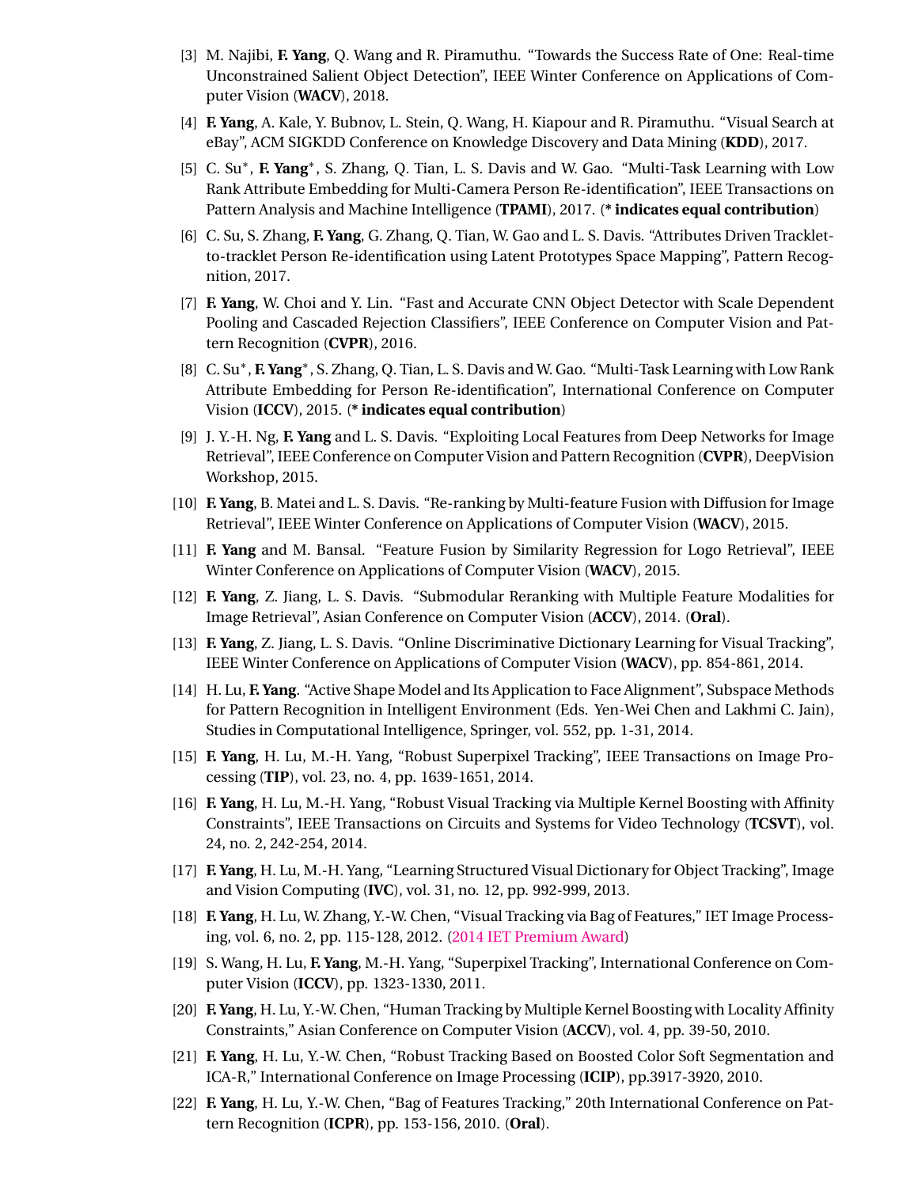[3] M. Najibi, **F. Yang**, Q. Wang and R. Piramuthu. "Towards the Success Rate of One: Real-time Unconstrained Salient Object Detection", IEEE Winter Conference on Applications of Computer Vision (**WACV**), 2018.

[4] **F. Yang**, A. Kale, Y. Bubnov, L. Stein, Q. Wang, H. Kiapour and R. Piramuthu. "Visual Search at eBay", ACM SIGKDD Conference on Knowledge Discovery and Data Mining (**KDD**), 2017.

[5] C. Su*, **F. Yang***, S. Zhang, Q. Tian, L. S. Davis and W. Gao. "Multi-Task Learning with Low Rank Attribute Embedding for Multi-Camera Person Re-identification", IEEE Transactions on Pattern Analysis and Machine Intelligence (**TPAMI**), 2017. (**\* indicates equal contribution**)

[6] C. Su, S. Zhang, **F. Yang**, G. Zhang, Q. Tian, W. Gao and L. S. Davis. "Attributes Driven Tracklet-to-tracklet Person Re-identification using Latent Prototypes Space Mapping", Pattern Recognition, 2017.

[7] **F. Yang**, W. Choi and Y. Lin. "Fast and Accurate CNN Object Detector with Scale Dependent Pooling and Cascaded Rejection Classifiers", IEEE Conference on Computer Vision and Pattern Recognition (**CVPR**), 2016.

[8] C. Su*, **F. Yang***, S. Zhang, Q. Tian, L. S. Davis and W. Gao. "Multi-Task Learning with Low Rank Attribute Embedding for Person Re-identification", International Conference on Computer Vision (**ICCV**), 2015. (**\* indicates equal contribution**)

[9] J. Y.-H. Ng, **F. Yang** and L. S. Davis. "Exploiting Local Features from Deep Networks for Image Retrieval", IEEE Conference on Computer Vision and Pattern Recognition (**CVPR**), DeepVision Workshop, 2015.

[10] **F. Yang**, B. Matei and L. S. Davis. "Re-ranking by Multi-feature Fusion with Diffusion for Image Retrieval", IEEE Winter Conference on Applications of Computer Vision (**WACV**), 2015.

[11] **F. Yang** and M. Bansal. "Feature Fusion by Similarity Regression for Logo Retrieval", IEEE Winter Conference on Applications of Computer Vision (**WACV**), 2015.

[12] **F. Yang**, Z. Jiang, L. S. Davis. "Submodular Reranking with Multiple Feature Modalities for Image Retrieval", Asian Conference on Computer Vision (**ACCV**), 2014. (**Oral**).

[13] **F. Yang**, Z. Jiang, L. S. Davis. "Online Discriminative Dictionary Learning for Visual Tracking", IEEE Winter Conference on Applications of Computer Vision (**WACV**), pp. 854-861, 2014.

[14] H. Lu, **F. Yang**. "Active Shape Model and Its Application to Face Alignment", Subspace Methods for Pattern Recognition in Intelligent Environment (Eds. Yen-Wei Chen and Lakhmi C. Jain), Studies in Computational Intelligence, Springer, vol. 552, pp. 1-31, 2014.

[15] **F. Yang**, H. Lu, M.-H. Yang, "Robust Superpixel Tracking", IEEE Transactions on Image Processing (**TIP**), vol. 23, no. 4, pp. 1639-1651, 2014.

[16] **F. Yang**, H. Lu, M.-H. Yang, "Robust Visual Tracking via Multiple Kernel Boosting with Affinity Constraints", IEEE Transactions on Circuits and Systems for Video Technology (**TCSVT**), vol. 24, no. 2, 242-254, 2014.

[17] **F. Yang**, H. Lu, M.-H. Yang, "Learning Structured Visual Dictionary for Object Tracking", Image and Vision Computing (**IVC**), vol. 31, no. 12, pp. 992-999, 2013.

[18] **F. Yang**, H. Lu, W. Zhang, Y.-W. Chen, "Visual Tracking via Bag of Features," IET Image Processing, vol. 6, no. 2, pp. 115-128, 2012. (2014 IET Premium Award)

[19] S. Wang, H. Lu, **F. Yang**, M.-H. Yang, "Superpixel Tracking", International Conference on Computer Vision (**ICCV**), pp. 1323-1330, 2011.

[20] **F. Yang**, H. Lu, Y.-W. Chen, "Human Tracking by Multiple Kernel Boosting with Locality Affinity Constraints," Asian Conference on Computer Vision (**ACCV**), vol. 4, pp. 39-50, 2010.

[21] **F. Yang**, H. Lu, Y.-W. Chen, "Robust Tracking Based on Boosted Color Soft Segmentation and ICA-R," International Conference on Image Processing (**ICIP**), pp.3917-3920, 2010.

[22] **F. Yang**, H. Lu, Y.-W. Chen, "Bag of Features Tracking," 20th International Conference on Pattern Recognition (**ICPR**), pp. 153-156, 2010. (**Oral**).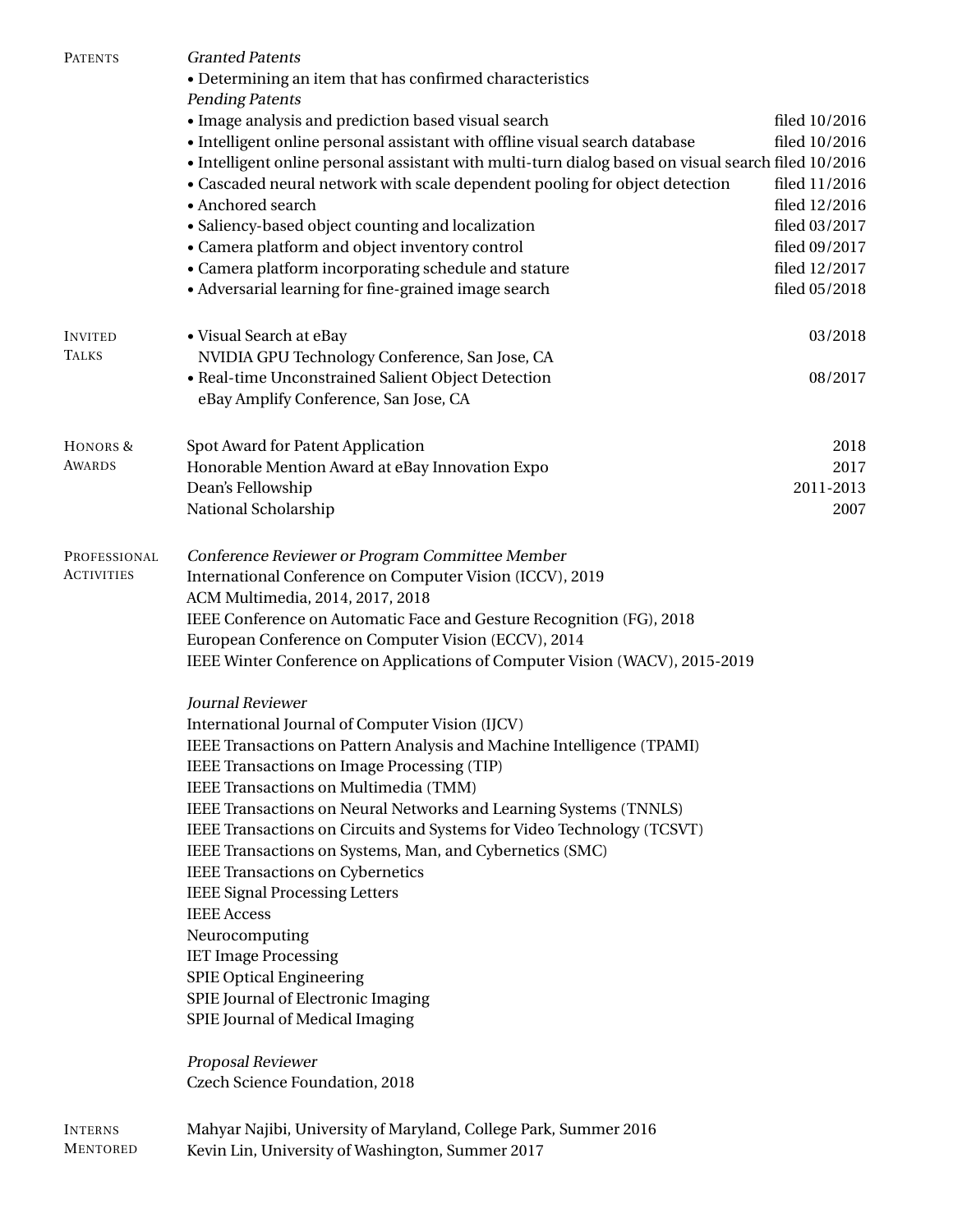## Patents

*Granted Patents*

- Determining an item that has confirmed characteristics

*Pending Patents*

- Image analysis and prediction based visual search — filed 10/2016
- Intelligent online personal assistant with offline visual search database — filed 10/2016
- Intelligent online personal assistant with multi-turn dialog based on visual search — filed 10/2016
- Cascaded neural network with scale dependent pooling for object detection — filed 11/2016
- Anchored search — filed 12/2016
- Saliency-based object counting and localization — filed 03/2017
- Camera platform and object inventory control — filed 09/2017
- Camera platform incorporating schedule and stature — filed 12/2017
- Adversarial learning for fine-grained image search — filed 05/2018

## Invited Talks

- Visual Search at eBay — 03/2018
  NVIDIA GPU Technology Conference, San Jose, CA
- Real-time Unconstrained Salient Object Detection — 08/2017
  eBay Amplify Conference, San Jose, CA

## Honors & Awards

| | |
|---|---|
| Spot Award for Patent Application | 2018 |
| Honorable Mention Award at eBay Innovation Expo | 2017 |
| Dean's Fellowship | 2011-2013 |
| National Scholarship | 2007 |

## Professional Activities

*Conference Reviewer or Program Committee Member*

International Conference on Computer Vision (ICCV), 2019
ACM Multimedia, 2014, 2017, 2018
IEEE Conference on Automatic Face and Gesture Recognition (FG), 2018
European Conference on Computer Vision (ECCV), 2014
IEEE Winter Conference on Applications of Computer Vision (WACV), 2015-2019

*Journal Reviewer*

International Journal of Computer Vision (IJCV)
IEEE Transactions on Pattern Analysis and Machine Intelligence (TPAMI)
IEEE Transactions on Image Processing (TIP)
IEEE Transactions on Multimedia (TMM)
IEEE Transactions on Neural Networks and Learning Systems (TNNLS)
IEEE Transactions on Circuits and Systems for Video Technology (TCSVT)
IEEE Transactions on Systems, Man, and Cybernetics (SMC)
IEEE Transactions on Cybernetics
IEEE Signal Processing Letters
IEEE Access
Neurocomputing
IET Image Processing
SPIE Optical Engineering
SPIE Journal of Electronic Imaging
SPIE Journal of Medical Imaging

*Proposal Reviewer*

Czech Science Foundation, 2018

## Interns Mentored

Mahyar Najibi, University of Maryland, College Park, Summer 2016
Kevin Lin, University of Washington, Summer 2017